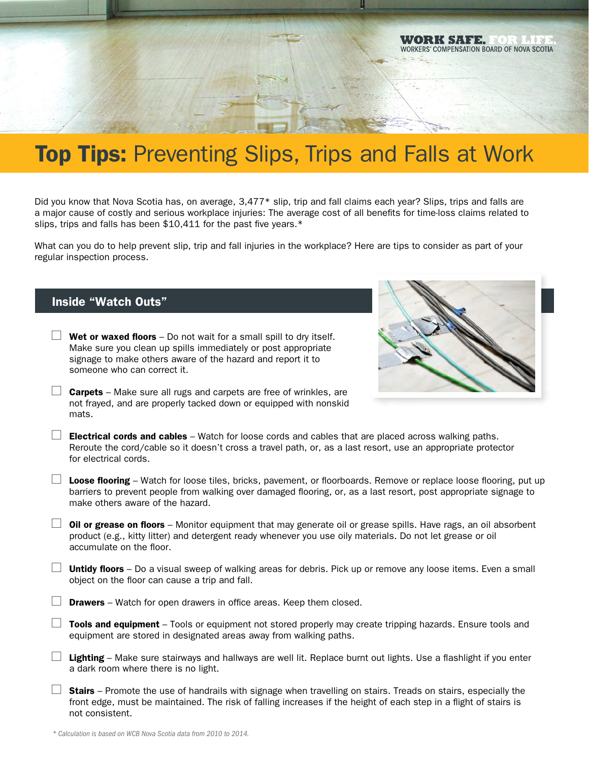WORK SAFE. FOR LIFE.
WORKERS' COMPENSATION BOARD OF NOVA SCOTIA

# **Top Tips:** Preventing Slips, Trips and Falls at Work

Did you know that Nova Scotia has, on average, 3,477* slip, trip and fall claims each year? Slips, trips and falls are a major cause of costly and serious workplace injuries: The average cost of all benefits for time-loss claims related to slips, trips and falls has been $10,411 for the past five years.*

What can you do to help prevent slip, trip and fall injuries in the workplace? Here are tips to consider as part of your regular inspection process.

## Inside "Watch Outs"

- [ ] **Wet or waxed floors** – Do not wait for a small spill to dry itself. Make sure you clean up spills immediately or post appropriate signage to make others aware of the hazard and report it to someone who can correct it.
- [ ] **Carpets** – Make sure all rugs and carpets are free of wrinkles, are not frayed, and are properly tacked down or equipped with nonskid mats.
- [ ] **Electrical cords and cables** – Watch for loose cords and cables that are placed across walking paths. Reroute the cord/cable so it doesn't cross a travel path, or, as a last resort, use an appropriate protector for electrical cords.
- [ ] **Loose flooring** – Watch for loose tiles, bricks, pavement, or floorboards. Remove or replace loose flooring, put up barriers to prevent people from walking over damaged flooring, or, as a last resort, post appropriate signage to make others aware of the hazard.
- [ ] **Oil or grease on floors** – Monitor equipment that may generate oil or grease spills. Have rags, an oil absorbent product (e.g., kitty litter) and detergent ready whenever you use oily materials. Do not let grease or oil accumulate on the floor.
- [ ] **Untidy floors** – Do a visual sweep of walking areas for debris. Pick up or remove any loose items. Even a small object on the floor can cause a trip and fall.
- [ ] **Drawers** – Watch for open drawers in office areas. Keep them closed.
- [ ] **Tools and equipment** – Tools or equipment not stored properly may create tripping hazards. Ensure tools and equipment are stored in designated areas away from walking paths.
- [ ] **Lighting** – Make sure stairways and hallways are well lit. Replace burnt out lights. Use a flashlight if you enter a dark room where there is no light.
- [ ] **Stairs** – Promote the use of handrails with signage when travelling on stairs. Treads on stairs, especially the front edge, must be maintained. The risk of falling increases if the height of each step in a flight of stairs is not consistent.

*\* Calculation is based on WCB Nova Scotia data from 2010 to 2014.*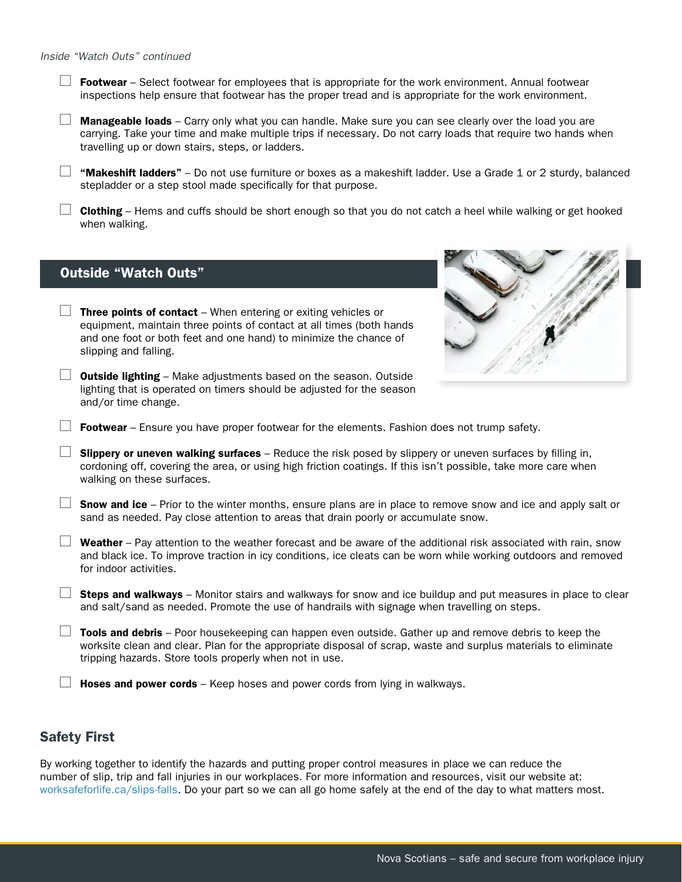*Inside "Watch Outs" continued*

- ☐ **Footwear** – Select footwear for employees that is appropriate for the work environment. Annual footwear inspections help ensure that footwear has the proper tread and is appropriate for the work environment.
- ☐ **Manageable loads** – Carry only what you can handle. Make sure you can see clearly over the load you are carrying. Take your time and make multiple trips if necessary. Do not carry loads that require two hands when travelling up or down stairs, steps, or ladders.
- ☐ **"Makeshift ladders"** – Do not use furniture or boxes as a makeshift ladder. Use a Grade 1 or 2 sturdy, balanced stepladder or a step stool made specifically for that purpose.
- ☐ **Clothing** – Hems and cuffs should be short enough so that you do not catch a heel while walking or get hooked when walking.

## Outside "Watch Outs"

- ☐ **Three points of contact** – When entering or exiting vehicles or equipment, maintain three points of contact at all times (both hands and one foot or both feet and one hand) to minimize the chance of slipping and falling.
- ☐ **Outside lighting** – Make adjustments based on the season. Outside lighting that is operated on timers should be adjusted for the season and/or time change.
- ☐ **Footwear** – Ensure you have proper footwear for the elements. Fashion does not trump safety.
- ☐ **Slippery or uneven walking surfaces** – Reduce the risk posed by slippery or uneven surfaces by filling in, cordoning off, covering the area, or using high friction coatings. If this isn't possible, take more care when walking on these surfaces.
- ☐ **Snow and ice** – Prior to the winter months, ensure plans are in place to remove snow and ice and apply salt or sand as needed. Pay close attention to areas that drain poorly or accumulate snow.
- ☐ **Weather** – Pay attention to the weather forecast and be aware of the additional risk associated with rain, snow and black ice. To improve traction in icy conditions, ice cleats can be worn while working outdoors and removed for indoor activities.
- ☐ **Steps and walkways** – Monitor stairs and walkways for snow and ice buildup and put measures in place to clear and salt/sand as needed. Promote the use of handrails with signage when travelling on steps.
- ☐ **Tools and debris** – Poor housekeeping can happen even outside. Gather up and remove debris to keep the worksite clean and clear. Plan for the appropriate disposal of scrap, waste and surplus materials to eliminate tripping hazards. Store tools properly when not in use.
- ☐ **Hoses and power cords** – Keep hoses and power cords from lying in walkways.

## Safety First

By working together to identify the hazards and putting proper control measures in place we can reduce the number of slip, trip and fall injuries in our workplaces. For more information and resources, visit our website at: worksafeforlife.ca/slips-falls. Do your part so we can all go home safely at the end of the day to what matters most.

Nova Scotians – safe and secure from workplace injury